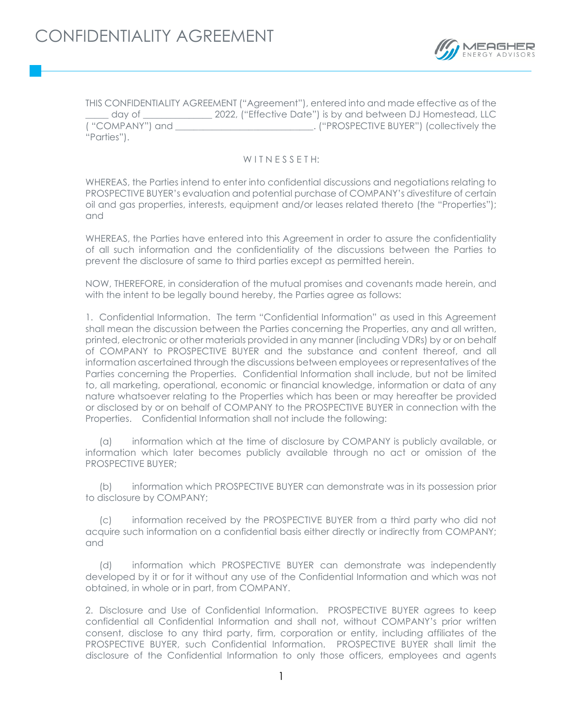# CONFIDENTIALITY AGREEMENT

THIS CONFIDENTIALITY AGREEMENT ("Agreement"), entered into and made effective as of the _____ day of _______________ 2022, ("Effective Date") is by and between DJ Homestead, LLC ( "COMPANY") and ______________________________. ("PROSPECTIVE BUYER") (collectively the "Parties").

W I T N E S S E T H:

WHEREAS, the Parties intend to enter into confidential discussions and negotiations relating to PROSPECTIVE BUYER's evaluation and potential purchase of COMPANY's divestiture of certain oil and gas properties, interests, equipment and/or leases related thereto (the "Properties"); and

WHEREAS, the Parties have entered into this Agreement in order to assure the confidentiality of all such information and the confidentiality of the discussions between the Parties to prevent the disclosure of same to third parties except as permitted herein.

NOW, THEREFORE, in consideration of the mutual promises and covenants made herein, and with the intent to be legally bound hereby, the Parties agree as follows:

1. Confidential Information. The term "Confidential Information" as used in this Agreement shall mean the discussion between the Parties concerning the Properties, any and all written, printed, electronic or other materials provided in any manner (including VDRs) by or on behalf of COMPANY to PROSPECTIVE BUYER and the substance and content thereof, and all information ascertained through the discussions between employees or representatives of the Parties concerning the Properties. Confidential Information shall include, but not be limited to, all marketing, operational, economic or financial knowledge, information or data of any nature whatsoever relating to the Properties which has been or may hereafter be provided or disclosed by or on behalf of COMPANY to the PROSPECTIVE BUYER in connection with the Properties. Confidential Information shall not include the following:

(a) information which at the time of disclosure by COMPANY is publicly available, or information which later becomes publicly available through no act or omission of the PROSPECTIVE BUYER;

(b) information which PROSPECTIVE BUYER can demonstrate was in its possession prior to disclosure by COMPANY;

(c) information received by the PROSPECTIVE BUYER from a third party who did not acquire such information on a confidential basis either directly or indirectly from COMPANY; and

(d) information which PROSPECTIVE BUYER can demonstrate was independently developed by it or for it without any use of the Confidential Information and which was not obtained, in whole or in part, from COMPANY.

2. Disclosure and Use of Confidential Information. PROSPECTIVE BUYER agrees to keep confidential all Confidential Information and shall not, without COMPANY's prior written consent, disclose to any third party, firm, corporation or entity, including affiliates of the PROSPECTIVE BUYER, such Confidential Information. PROSPECTIVE BUYER shall limit the disclosure of the Confidential Information to only those officers, employees and agents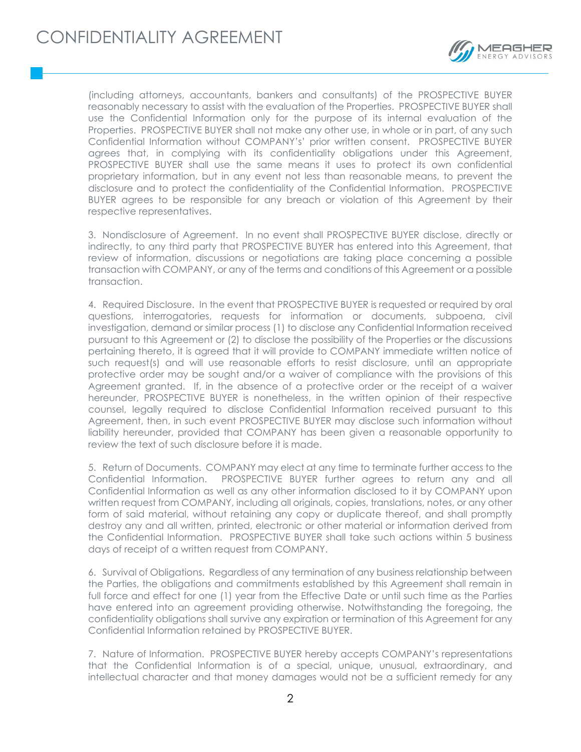(including attorneys, accountants, bankers and consultants) of the PROSPECTIVE BUYER reasonably necessary to assist with the evaluation of the Properties. PROSPECTIVE BUYER shall use the Confidential Information only for the purpose of its internal evaluation of the Properties. PROSPECTIVE BUYER shall not make any other use, in whole or in part, of any such Confidential Information without COMPANY's' prior written consent. PROSPECTIVE BUYER agrees that, in complying with its confidentiality obligations under this Agreement, PROSPECTIVE BUYER shall use the same means it uses to protect its own confidential proprietary information, but in any event not less than reasonable means, to prevent the disclosure and to protect the confidentiality of the Confidential Information. PROSPECTIVE BUYER agrees to be responsible for any breach or violation of this Agreement by their respective representatives.

3. Nondisclosure of Agreement. In no event shall PROSPECTIVE BUYER disclose, directly or indirectly, to any third party that PROSPECTIVE BUYER has entered into this Agreement, that review of information, discussions or negotiations are taking place concerning a possible transaction with COMPANY, or any of the terms and conditions of this Agreement or a possible transaction.

4. Required Disclosure. In the event that PROSPECTIVE BUYER is requested or required by oral questions, interrogatories, requests for information or documents, subpoena, civil investigation, demand or similar process (1) to disclose any Confidential Information received pursuant to this Agreement or (2) to disclose the possibility of the Properties or the discussions pertaining thereto, it is agreed that it will provide to COMPANY immediate written notice of such request(s) and will use reasonable efforts to resist disclosure, until an appropriate protective order may be sought and/or a waiver of compliance with the provisions of this Agreement granted. If, in the absence of a protective order or the receipt of a waiver hereunder, PROSPECTIVE BUYER is nonetheless, in the written opinion of their respective counsel, legally required to disclose Confidential Information received pursuant to this Agreement, then, in such event PROSPECTIVE BUYER may disclose such information without liability hereunder, provided that COMPANY has been given a reasonable opportunity to review the text of such disclosure before it is made.

5. Return of Documents. COMPANY may elect at any time to terminate further access to the Confidential Information. PROSPECTIVE BUYER further agrees to return any and all Confidential Information as well as any other information disclosed to it by COMPANY upon written request from COMPANY, including all originals, copies, translations, notes, or any other form of said material, without retaining any copy or duplicate thereof, and shall promptly destroy any and all written, printed, electronic or other material or information derived from the Confidential Information. PROSPECTIVE BUYER shall take such actions within 5 business days of receipt of a written request from COMPANY.

6. Survival of Obligations. Regardless of any termination of any business relationship between the Parties, the obligations and commitments established by this Agreement shall remain in full force and effect for one (1) year from the Effective Date or until such time as the Parties have entered into an agreement providing otherwise. Notwithstanding the foregoing, the confidentiality obligations shall survive any expiration or termination of this Agreement for any Confidential Information retained by PROSPECTIVE BUYER.

7. Nature of Information. PROSPECTIVE BUYER hereby accepts COMPANY's representations that the Confidential Information is of a special, unique, unusual, extraordinary, and intellectual character and that money damages would not be a sufficient remedy for any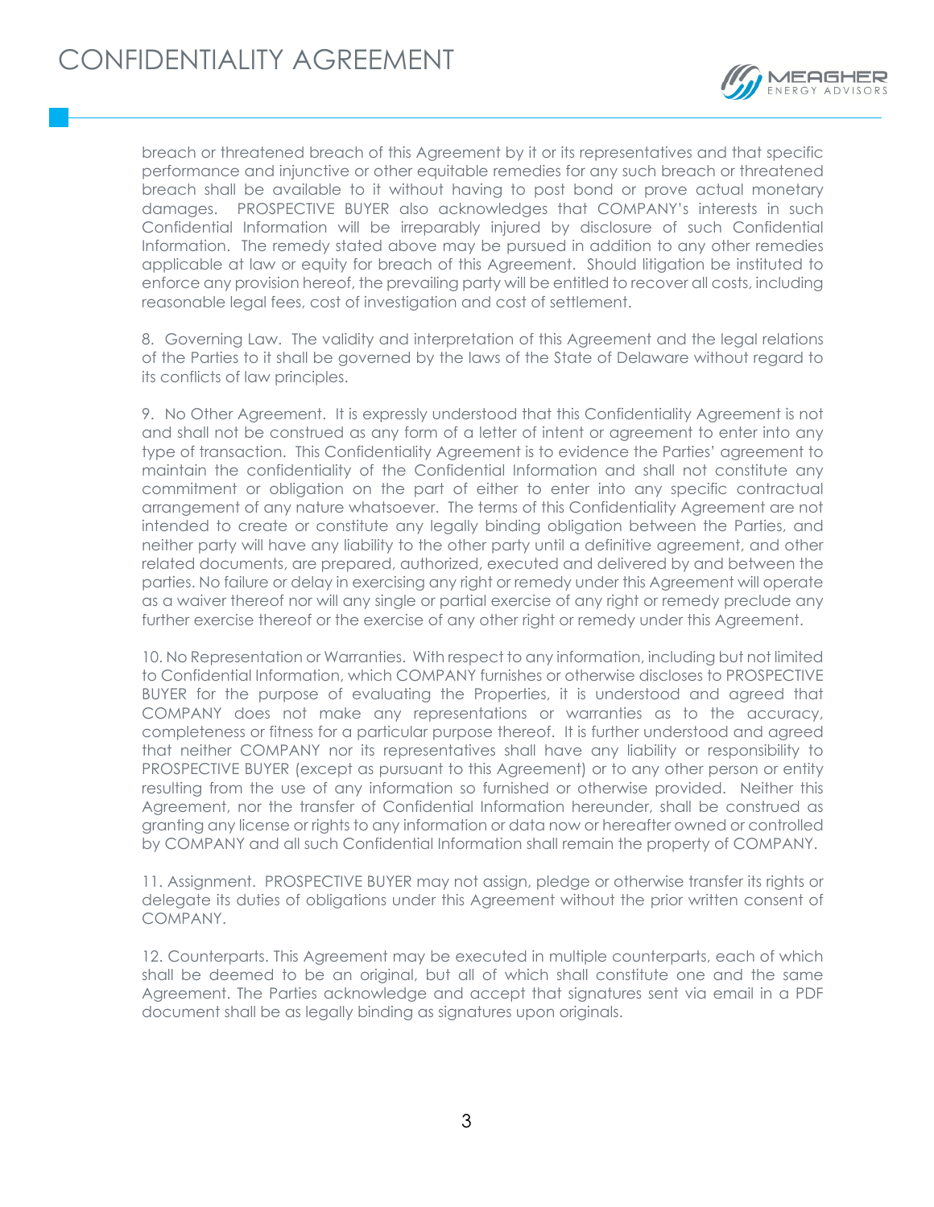breach or threatened breach of this Agreement by it or its representatives and that specific performance and injunctive or other equitable remedies for any such breach or threatened breach shall be available to it without having to post bond or prove actual monetary damages. PROSPECTIVE BUYER also acknowledges that COMPANY's interests in such Confidential Information will be irreparably injured by disclosure of such Confidential Information. The remedy stated above may be pursued in addition to any other remedies applicable at law or equity for breach of this Agreement. Should litigation be instituted to enforce any provision hereof, the prevailing party will be entitled to recover all costs, including reasonable legal fees, cost of investigation and cost of settlement.

8. Governing Law. The validity and interpretation of this Agreement and the legal relations of the Parties to it shall be governed by the laws of the State of Delaware without regard to its conflicts of law principles.

9. No Other Agreement. It is expressly understood that this Confidentiality Agreement is not and shall not be construed as any form of a letter of intent or agreement to enter into any type of transaction. This Confidentiality Agreement is to evidence the Parties' agreement to maintain the confidentiality of the Confidential Information and shall not constitute any commitment or obligation on the part of either to enter into any specific contractual arrangement of any nature whatsoever. The terms of this Confidentiality Agreement are not intended to create or constitute any legally binding obligation between the Parties, and neither party will have any liability to the other party until a definitive agreement, and other related documents, are prepared, authorized, executed and delivered by and between the parties. No failure or delay in exercising any right or remedy under this Agreement will operate as a waiver thereof nor will any single or partial exercise of any right or remedy preclude any further exercise thereof or the exercise of any other right or remedy under this Agreement.

10. No Representation or Warranties. With respect to any information, including but not limited to Confidential Information, which COMPANY furnishes or otherwise discloses to PROSPECTIVE BUYER for the purpose of evaluating the Properties, it is understood and agreed that COMPANY does not make any representations or warranties as to the accuracy, completeness or fitness for a particular purpose thereof. It is further understood and agreed that neither COMPANY nor its representatives shall have any liability or responsibility to PROSPECTIVE BUYER (except as pursuant to this Agreement) or to any other person or entity resulting from the use of any information so furnished or otherwise provided. Neither this Agreement, nor the transfer of Confidential Information hereunder, shall be construed as granting any license or rights to any information or data now or hereafter owned or controlled by COMPANY and all such Confidential Information shall remain the property of COMPANY.

11. Assignment. PROSPECTIVE BUYER may not assign, pledge or otherwise transfer its rights or delegate its duties of obligations under this Agreement without the prior written consent of COMPANY.

12. Counterparts. This Agreement may be executed in multiple counterparts, each of which shall be deemed to be an original, but all of which shall constitute one and the same Agreement. The Parties acknowledge and accept that signatures sent via email in a PDF document shall be as legally binding as signatures upon originals.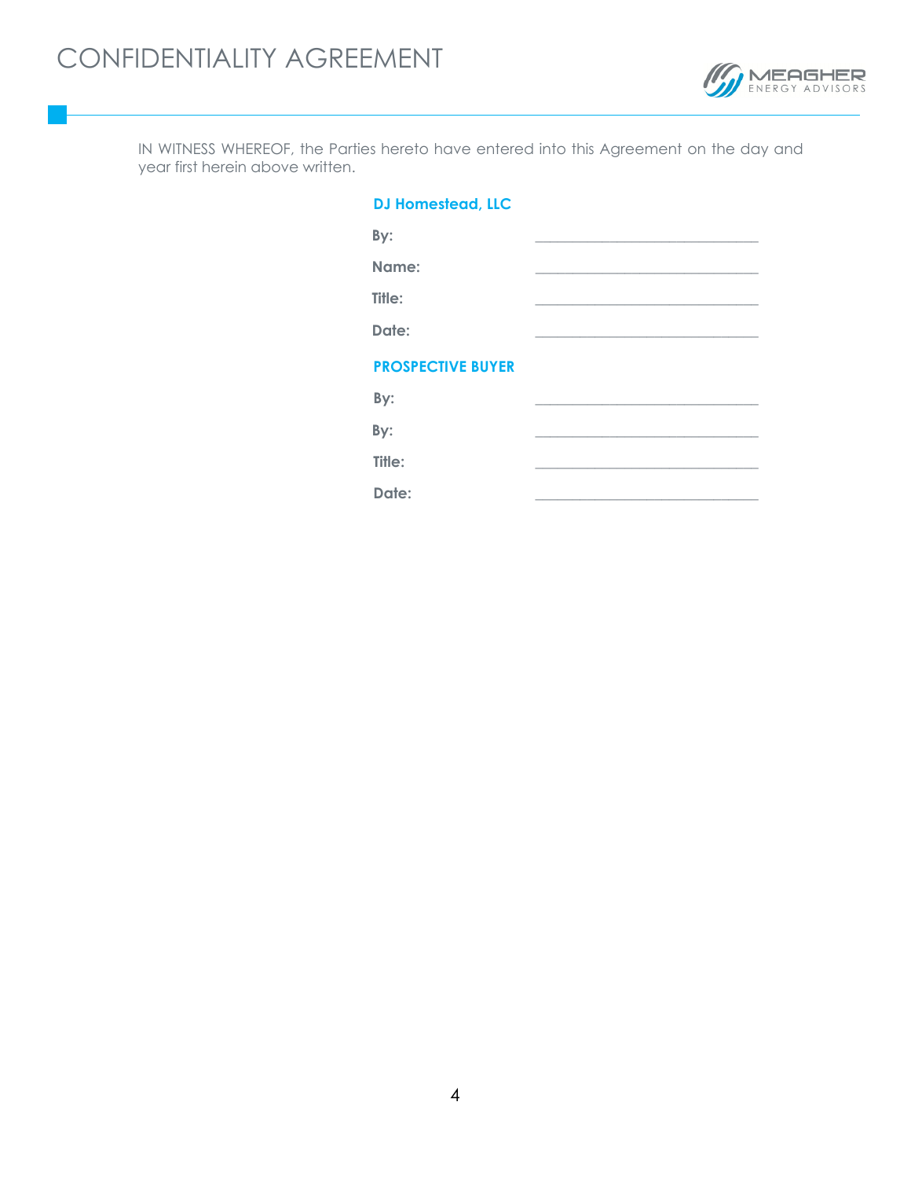IN WITNESS WHEREOF, the Parties hereto have entered into this Agreement on the day and year first herein above written.

**DJ Homestead, LLC**

**By:** ______________________________

**Name:** ______________________________

**Title:** ______________________________

**Date:** ______________________________

**PROSPECTIVE BUYER**

**By:** ______________________________

**By:** ______________________________

**Title:** ______________________________

**Date:** ______________________________